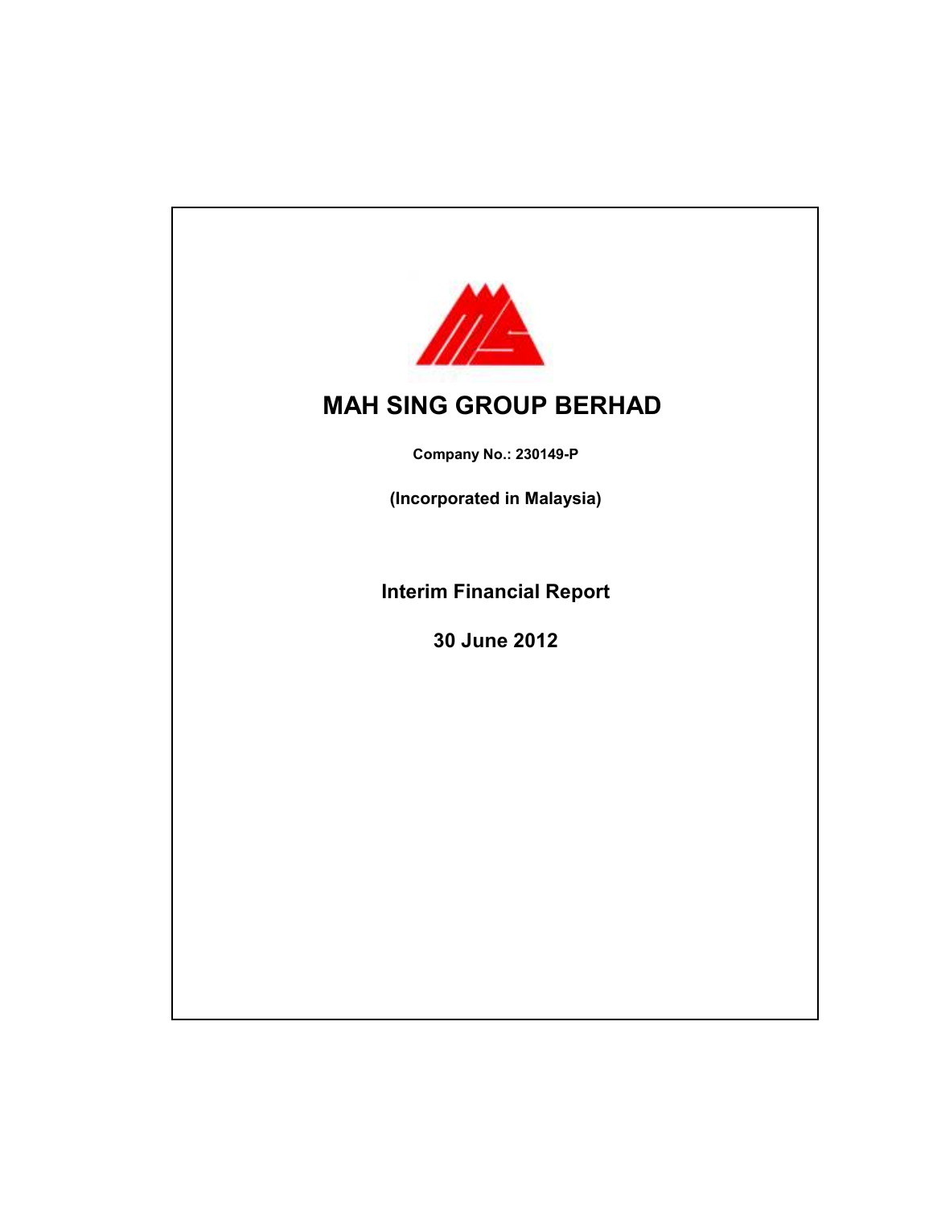# MAH SING GROUP BERHAD

**Company No.: 230149-P**

**(Incorporated in Malaysia)**

**Interim Financial Report**

**30 June 2012**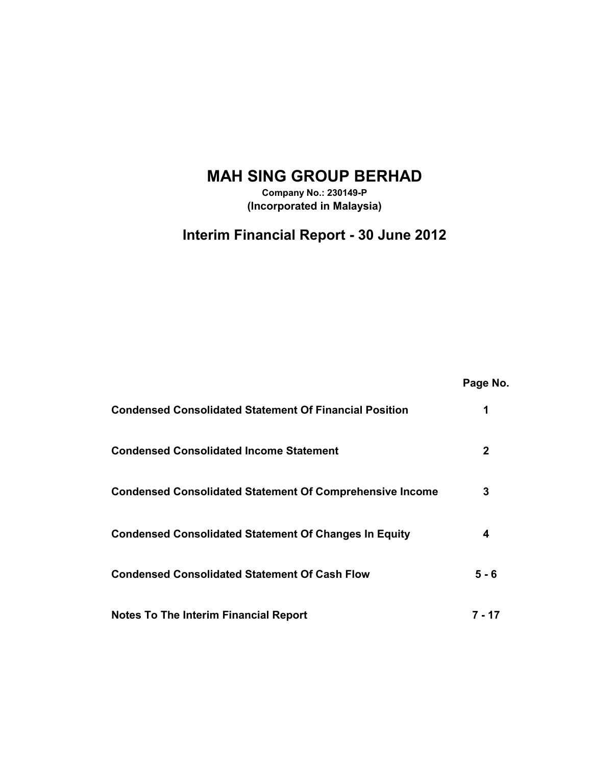# MAH SING GROUP BERHAD

**Company No.: 230149-P**
**(Incorporated in Malaysia)**

## Interim Financial Report - 30 June 2012

| | Page No. |
|---|---|
| **Condensed Consolidated Statement Of Financial Position** | **1** |
| **Condensed Consolidated Income Statement** | **2** |
| **Condensed Consolidated Statement Of Comprehensive Income** | **3** |
| **Condensed Consolidated Statement Of Changes In Equity** | **4** |
| **Condensed Consolidated Statement Of Cash Flow** | **5 - 6** |
| **Notes To The Interim Financial Report** | **7 - 17** |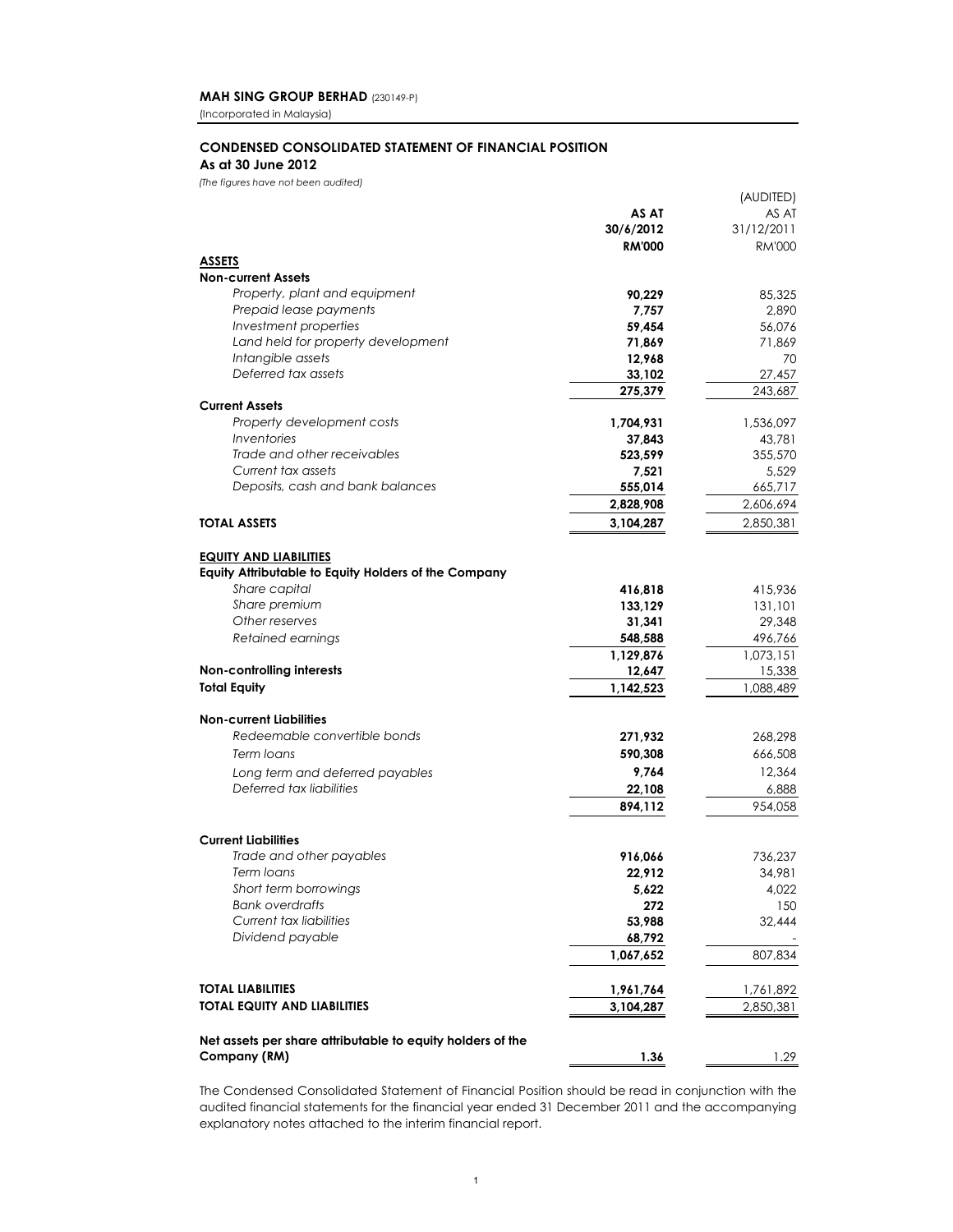**MAH SING GROUP BERHAD** (230149-P)
(Incorporated in Malaysia)

## CONDENSED CONSOLIDATED STATEMENT OF FINANCIAL POSITION
**As at 30 June 2012**

*(The figures have not been audited)*

| | **AS AT 30/6/2012 RM'000** | (AUDITED) AS AT 31/12/2011 RM'000 |
|---|---|---|
| **ASSETS** | | |
| **Non-current Assets** | | |
| *Property, plant and equipment* | **90,229** | 85,325 |
| *Prepaid lease payments* | **7,757** | 2,890 |
| *Investment properties* | **59,454** | 56,076 |
| *Land held for property development* | **71,869** | 71,869 |
| *Intangible assets* | **12,968** | 70 |
| *Deferred tax assets* | **33,102** | 27,457 |
| | **275,379** | 243,687 |
| **Current Assets** | | |
| *Property development costs* | **1,704,931** | 1,536,097 |
| *Inventories* | **37,843** | 43,781 |
| *Trade and other receivables* | **523,599** | 355,570 |
| *Current tax assets* | **7,521** | 5,529 |
| *Deposits, cash and bank balances* | **555,014** | 665,717 |
| | **2,828,908** | 2,606,694 |
| **TOTAL ASSETS** | **3,104,287** | 2,850,381 |
| | | |
| **EQUITY AND LIABILITIES** | | |
| **Equity Attributable to Equity Holders of the Company** | | |
| *Share capital* | **416,818** | 415,936 |
| *Share premium* | **133,129** | 131,101 |
| *Other reserves* | **31,341** | 29,348 |
| *Retained earnings* | **548,588** | 496,766 |
| | **1,129,876** | 1,073,151 |
| **Non-controlling interests** | **12,647** | 15,338 |
| **Total Equity** | **1,142,523** | 1,088,489 |
| | | |
| **Non-current Liabilities** | | |
| *Redeemable convertible bonds* | **271,932** | 268,298 |
| *Term loans* | **590,308** | 666,508 |
| *Long term and deferred payables* | **9,764** | 12,364 |
| *Deferred tax liabilities* | **22,108** | 6,888 |
| | **894,112** | 954,058 |
| | | |
| **Current Liabilities** | | |
| *Trade and other payables* | **916,066** | 736,237 |
| *Term loans* | **22,912** | 34,981 |
| *Short term borrowings* | **5,622** | 4,022 |
| *Bank overdrafts* | **272** | 150 |
| *Current tax liabilities* | **53,988** | 32,444 |
| *Dividend payable* | **68,792** | - |
| | **1,067,652** | 807,834 |
| | | |
| **TOTAL LIABILITIES** | **1,961,764** | 1,761,892 |
| **TOTAL EQUITY AND LIABILITIES** | **3,104,287** | 2,850,381 |
| | | |
| **Net assets per share attributable to equity holders of the Company (RM)** | **1.36** | 1.29 |

The Condensed Consolidated Statement of Financial Position should be read in conjunction with the audited financial statements for the financial year ended 31 December 2011 and the accompanying explanatory notes attached to the interim financial report.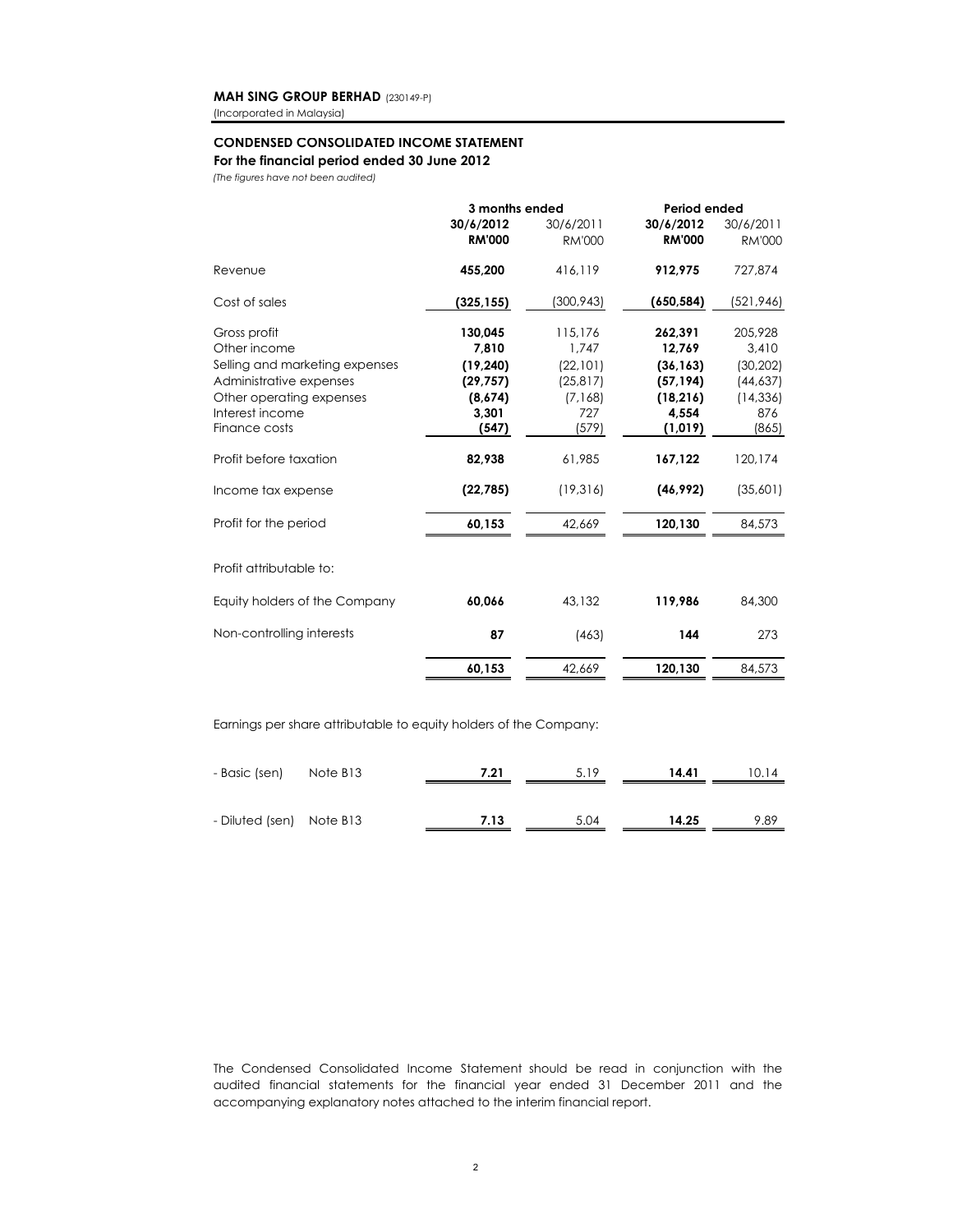**MAH SING GROUP BERHAD** (230149-P)
(Incorporated in Malaysia)

## CONDENSED CONSOLIDATED INCOME STATEMENT

**For the financial period ended 30 June 2012**

*(The figures have not been audited)*

| | | 3 months ended | | Period ended | |
|---|---|---|---|---|---|
| | | **30/6/2012** | 30/6/2011 | **30/6/2012** | 30/6/2011 |
| | | **RM'000** | RM'000 | **RM'000** | RM'000 |
| Revenue | | **455,200** | 416,119 | **912,975** | 727,874 |
| Cost of sales | | **(325,155)** | (300,943) | **(650,584)** | (521,946) |
| Gross profit | | **130,045** | 115,176 | **262,391** | 205,928 |
| Other income | | **7,810** | 1,747 | **12,769** | 3,410 |
| Selling and marketing expenses | | **(19,240)** | (22,101) | **(36,163)** | (30,202) |
| Administrative expenses | | **(29,757)** | (25,817) | **(57,194)** | (44,637) |
| Other operating expenses | | **(8,674)** | (7,168) | **(18,216)** | (14,336) |
| Interest income | | **3,301** | 727 | **4,554** | 876 |
| Finance costs | | **(547)** | (579) | **(1,019)** | (865) |
| Profit before taxation | | **82,938** | 61,985 | **167,122** | 120,174 |
| Income tax expense | | **(22,785)** | (19,316) | **(46,992)** | (35,601) |
| Profit for the period | | **60,153** | 42,669 | **120,130** | 84,573 |
| Profit attributable to: | | | | | |
| Equity holders of the Company | | **60,066** | 43,132 | **119,986** | 84,300 |
| Non-controlling interests | | **87** | (463) | **144** | 273 |
| | | **60,153** | 42,669 | **120,130** | 84,573 |
| Earnings per share attributable to equity holders of the Company: | | | | | |
| - Basic (sen) | Note B13 | **7.21** | 5.19 | **14.41** | 10.14 |
| - Diluted (sen) | Note B13 | **7.13** | 5.04 | **14.25** | 9.89 |

The Condensed Consolidated Income Statement should be read in conjunction with the audited financial statements for the financial year ended 31 December 2011 and the accompanying explanatory notes attached to the interim financial report.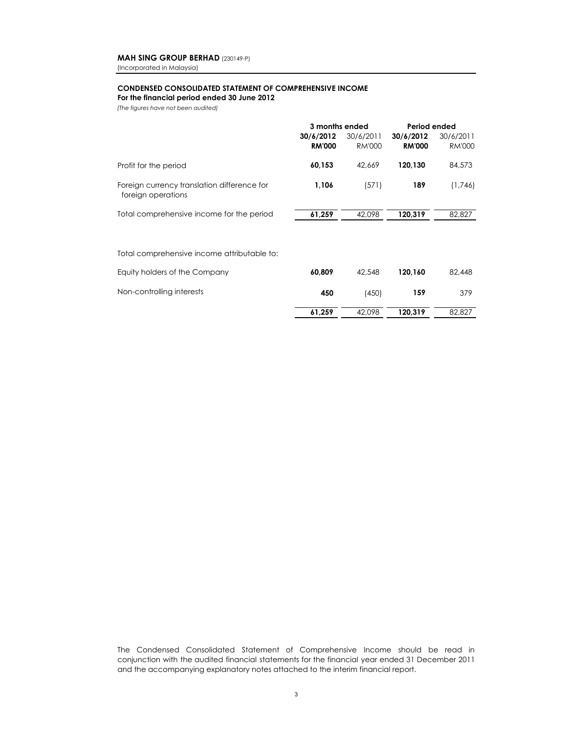**MAH SING GROUP BERHAD** (230149-P)
(Incorporated in Malaysia)

**CONDENSED CONSOLIDATED STATEMENT OF COMPREHENSIVE INCOME**
**For the financial period ended 30 June 2012**
*(The figures have not been audited)*

| | 3 months ended | | Period ended | |
|---|---|---|---|---|
| | **30/6/2012** | 30/6/2011 | **30/6/2012** | 30/6/2011 |
| | **RM'000** | RM'000 | **RM'000** | RM'000 |
| Profit for the period | **60,153** | 42,669 | **120,130** | 84,573 |
| Foreign currency translation difference for foreign operations | **1,106** | (571) | **189** | (1,746) |
| Total comprehensive income for the period | **61,259** | 42,098 | **120,319** | 82,827 |
| | | | | |
| Total comprehensive income attributable to: | | | | |
| Equity holders of the Company | **60,809** | 42,548 | **120,160** | 82,448 |
| Non-controlling interests | **450** | (450) | **159** | 379 |
| | **61,259** | 42,098 | **120,319** | 82,827 |

The Condensed Consolidated Statement of Comprehensive Income should be read in conjunction with the audited financial statements for the financial year ended 31 December 2011 and the accompanying explanatory notes attached to the interim financial report.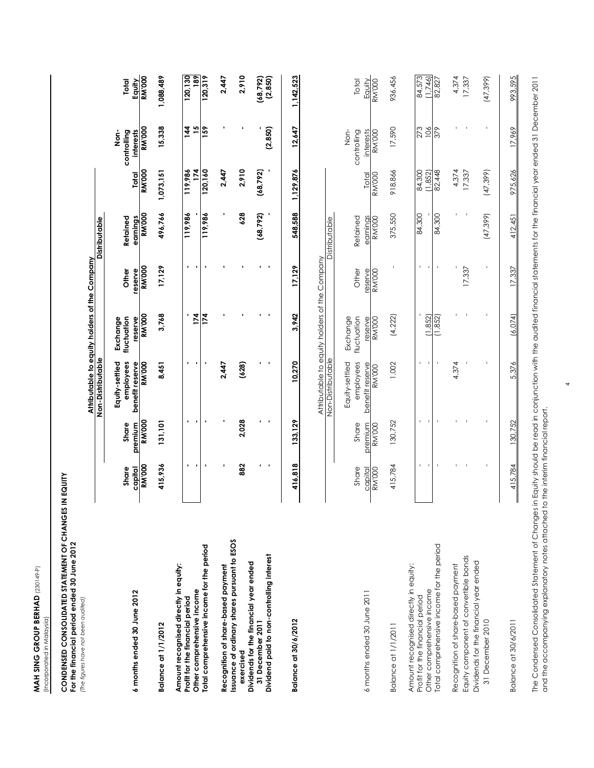**MAH SING GROUP BERHAD** (230149-P)
(Incorporated in Malaysia)

## CONDENSED CONSOLIDATED STATEMENT OF CHANGES IN EQUITY
**For the financial period ended 30 June 2012**
*(The figures have not been audited)*

| **6 months ended 30 June 2012** | Attributable to equity holders of the Company | | | | | | | | | |
|---|---|---|---|---|---|---|---|---|---|---|
| | Non-Distributable | | | | | Distributable | | | | |
| | **Share capital RM'000** | **Share premium RM'000** | **Equity-settled employees benefit reserve RM'000** | **Exchange fluctuation reserve RM'000** | **Other reserve RM'000** | **Retained earnings RM'000** | **Total RM'000** | **Non-controlling interests RM'000** | **Total Equity RM'000** |
| **Balance at 1/1/2012** | **415,936** | **131,101** | **8,451** | **3,768** | **17,129** | **496,766** | **1,073,151** | **15,338** | **1,088,489** |
| **Amount recognised directly in equity:** | | | | | | | | | |
| **Profit for the financial period** | **-** | **-** | **-** | **-** | **-** | **119,986** | **119,986** | **144** | **120,130** |
| **Other comprehensive income** | **-** | **-** | **-** | **174** | **-** | **-** | **174** | **15** | **189** |
| **Total comprehensive income for the period** | **-** | **-** | **-** | **174** | **-** | **119,986** | **120,160** | **159** | **120,319** |
| **Recognition of share-based payment** | **-** | **-** | **2,447** | **-** | **-** | **-** | **2,447** | **-** | **2,447** |
| **Issuance of ordinary shares pursuant to ESOS exercised** | **882** | **2,028** | **(628)** | **-** | **-** | **628** | **2,910** | **-** | **2,910** |
| **Dividends for the financial year ended 31 December 2011** | **-** | **-** | **-** | **-** | **-** | **(68,792)** | **(68,792)** | **-** | **(68,792)** |
| **Dividend paid to non-controlling interest** | **-** | **-** | **-** | **-** | **-** | **-** | **-** | **(2,850)** | **(2,850)** |
| **Balance at 30/6/2012** | **416,818** | **133,129** | **10,270** | **3,942** | **17,129** | **548,588** | **1,129,876** | **12,647** | **1,142,523** |

| 6 months ended 30 June 2011 | Attributable to equity holders of the Company | | | | | | | | |
|---|---|---|---|---|---|---|---|---|---|
| | Non-Distributable | | | | | Distributable | | | |
| | Share capital RM'000 | Share premium RM'000 | Equity-settled employees benefit reserve RM'000 | Exchange fluctuation reserve RM'000 | Other reserve RM'000 | Retained earnings RM'000 | Total RM'000 | Non-controlling interests RM'000 | Total Equity RM'000 |
| Balance at 1/1/2011 | 415,784 | 130,752 | 1,002 | (4,222) | - | 375,550 | 918,866 | 17,590 | 936,456 |
| Amount recognised directly in equity: | | | | | | | | | |
| Profit for the financial period | - | - | - | - | - | 84,300 | 84,300 | 273 | 84,573 |
| Other comprehensive income | - | - | - | (1,852) | - | - | (1,852) | 106 | (1,746) |
| Total comprehensive income for the period | - | - | - | (1,852) | - | 84,300 | 82,448 | 379 | 82,827 |
| Recognition of share-based payment | - | - | 4,374 | - | - | - | 4,374 | - | 4,374 |
| Equity component of convertible bonds | - | - | - | - | 17,337 | - | 17,337 | - | 17,337 |
| Dividends for the financial year ended 31 December 2010 | - | - | - | - | - | (47,399) | (47,399) | - | (47,399) |
| Balance at 30/6/2011 | 415,784 | 130,752 | 5,376 | (6,074) | 17,337 | 412,451 | 975,626 | 17,969 | 993,595 |

The Condensed Consolidated Statement of Changes in Equity should be read in conjunction with the audited financial statements for the financial year ended 31 December 2011 and the accompanying explanatory notes attached to the interim financial report.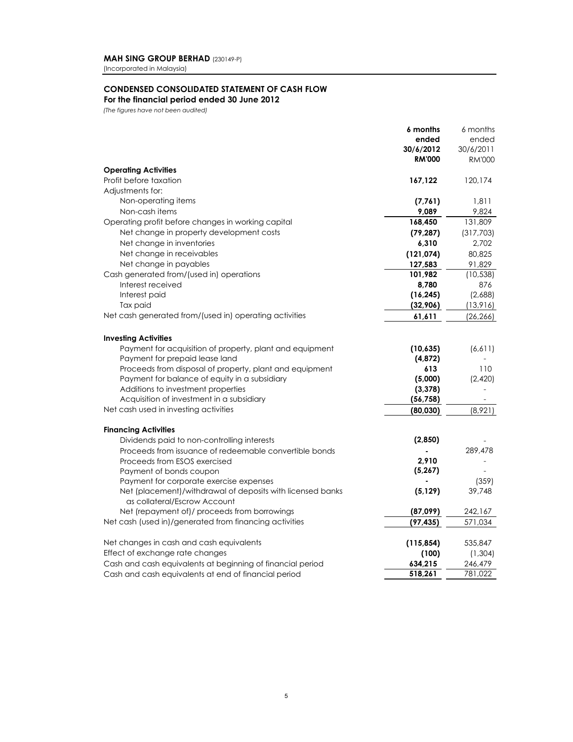**MAH SING GROUP BERHAD** (230149-P)
(Incorporated in Malaysia)

## CONDENSED CONSOLIDATED STATEMENT OF CASH FLOW
**For the financial period ended 30 June 2012**
*(The figures have not been audited)*

| | **6 months ended 30/6/2012 RM'000** | 6 months ended 30/6/2011 RM'000 |
|---|---|---|
| **Operating Activities** | | |
| Profit before taxation | **167,122** | 120,174 |
| Adjustments for: | | |
| Non-operating items | **(7,761)** | 1,811 |
| Non-cash items | **9,089** | 9,824 |
| Operating profit before changes in working capital | **168,450** | 131,809 |
| Net change in property development costs | **(79,287)** | (317,703) |
| Net change in inventories | **6,310** | 2,702 |
| Net change in receivables | **(121,074)** | 80,825 |
| Net change in payables | **127,583** | 91,829 |
| Cash generated from/(used in) operations | **101,982** | (10,538) |
| Interest received | **8,780** | 876 |
| Interest paid | **(16,245)** | (2,688) |
| Tax paid | **(32,906)** | (13,916) |
| Net cash generated from/(used in) operating activities | **61,611** | (26,266) |
| **Investing Activities** | | |
| Payment for acquisition of property, plant and equipment | **(10,635)** | (6,611) |
| Payment for prepaid lease land | **(4,872)** | - |
| Proceeds from disposal of property, plant and equipment | **613** | 110 |
| Payment for balance of equity in a subsidiary | **(5,000)** | (2,420) |
| Additions to investment properties | **(3,378)** | - |
| Acquisition of investment in a subsidiary | **(56,758)** | - |
| Net cash used in investing activities | **(80,030)** | (8,921) |
| **Financing Activities** | | |
| Dividends paid to non-controlling interests | **(2,850)** | - |
| Proceeds from issuance of redeemable convertible bonds | **-** | 289,478 |
| Proceeds from ESOS exercised | **2,910** | - |
| Payment of bonds coupon | **(5,267)** | - |
| Payment for corporate exercise expenses | **-** | (359) |
| Net (placement)/withdrawal of deposits with licensed banks as collateral/Escrow Account | **(5,129)** | 39,748 |
| Net (repayment of)/ proceeds from borrowings | **(87,099)** | 242,167 |
| Net cash (used in)/generated from financing activities | **(97,435)** | 571,034 |
| Net changes in cash and cash equivalents | **(115,854)** | 535,847 |
| Effect of exchange rate changes | **(100)** | (1,304) |
| Cash and cash equivalents at beginning of financial period | **634,215** | 246,479 |
| Cash and cash equivalents at end of financial period | **518,261** | 781,022 |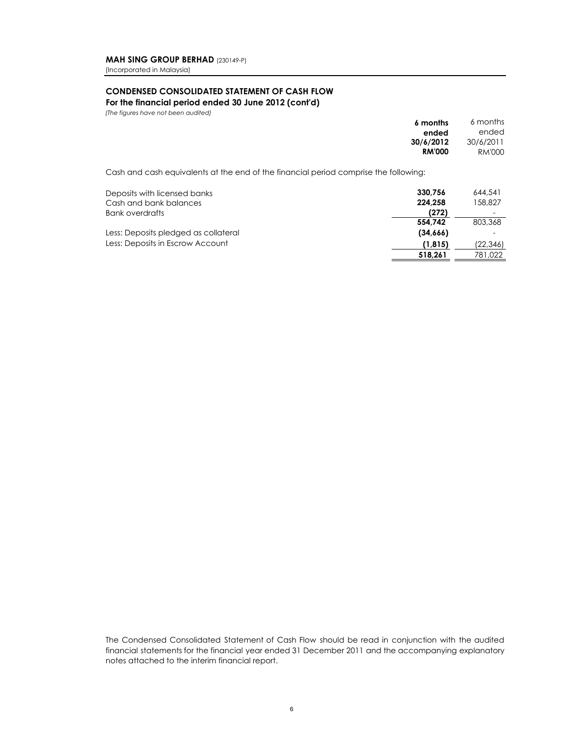**MAH SING GROUP BERHAD** (230149-P)
(Incorporated in Malaysia)

## CONDENSED CONSOLIDATED STATEMENT OF CASH FLOW

**For the financial period ended 30 June 2012 (cont'd)**

*(The figures have not been audited)*

Cash and cash equivalents at the end of the financial period comprise the following:

| | **6 months ended 30/6/2012 RM'000** | 6 months ended 30/6/2011 RM'000 |
|---|---|---|
| Deposits with licensed banks | **330,756** | 644,541 |
| Cash and bank balances | **224,258** | 158,827 |
| Bank overdrafts | **(272)** | - |
| | **554,742** | 803,368 |
| Less: Deposits pledged as collateral | **(34,666)** | - |
| Less: Deposits in Escrow Account | **(1,815)** | (22,346) |
| | **518,261** | 781,022 |

The Condensed Consolidated Statement of Cash Flow should be read in conjunction with the audited financial statements for the financial year ended 31 December 2011 and the accompanying explanatory notes attached to the interim financial report.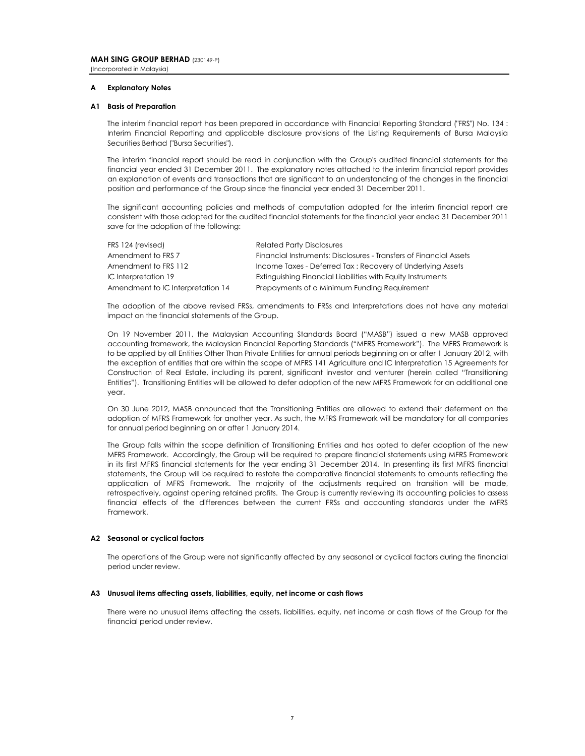**MAH SING GROUP BERHAD** (230149-P)
(Incorporated in Malaysia)

## A Explanatory Notes

### A1 Basis of Preparation

The interim financial report has been prepared in accordance with Financial Reporting Standard ("FRS") No. 134 : Interim Financial Reporting and applicable disclosure provisions of the Listing Requirements of Bursa Malaysia Securities Berhad ("Bursa Securities").

The interim financial report should be read in conjunction with the Group's audited financial statements for the financial year ended 31 December 2011. The explanatory notes attached to the interim financial report provides an explanation of events and transactions that are significant to an understanding of the changes in the financial position and performance of the Group since the financial year ended 31 December 2011.

The significant accounting policies and methods of computation adopted for the interim financial report are consistent with those adopted for the audited financial statements for the financial year ended 31 December 2011 save for the adoption of the following:

| | |
|---|---|
| FRS 124 (revised) | Related Party Disclosures |
| Amendment to FRS 7 | Financial Instruments: Disclosures - Transfers of Financial Assets |
| Amendment to FRS 112 | Income Taxes - Deferred Tax : Recovery of Underlying Assets |
| IC Interpretation 19 | Extinguishing Financial Liabilities with Equity Instruments |
| Amendment to IC Interpretation 14 | Prepayments of a Minimum Funding Requirement |

The adoption of the above revised FRSs, amendments to FRSs and Interpretations does not have any material impact on the financial statements of the Group.

On 19 November 2011, the Malaysian Accounting Standards Board ("MASB") issued a new MASB approved accounting framework, the Malaysian Financial Reporting Standards ("MFRS Framework"). The MFRS Framework is to be applied by all Entities Other Than Private Entities for annual periods beginning on or after 1 January 2012, with the exception of entities that are within the scope of MFRS 141 Agriculture and IC Interpretation 15 Agreements for Construction of Real Estate, including its parent, significant investor and venturer (herein called "Transitioning Entities"). Transitioning Entities will be allowed to defer adoption of the new MFRS Framework for an additional one year.

On 30 June 2012, MASB announced that the Transitioning Entities are allowed to extend their deferment on the adoption of MFRS Framework for another year. As such, the MFRS Framework will be mandatory for all companies for annual period beginning on or after 1 January 2014.

The Group falls within the scope definition of Transitioning Entities and has opted to defer adoption of the new MFRS Framework. Accordingly, the Group will be required to prepare financial statements using MFRS Framework in its first MFRS financial statements for the year ending 31 December 2014. In presenting its first MFRS financial statements, the Group will be required to restate the comparative financial statements to amounts reflecting the application of MFRS Framework. The majority of the adjustments required on transition will be made, retrospectively, against opening retained profits. The Group is currently reviewing its accounting policies to assess financial effects of the differences between the current FRSs and accounting standards under the MFRS Framework.

### A2 Seasonal or cyclical factors

The operations of the Group were not significantly affected by any seasonal or cyclical factors during the financial period under review.

### A3 Unusual items affecting assets, liabilities, equity, net income or cash flows

There were no unusual items affecting the assets, liabilities, equity, net income or cash flows of the Group for the financial period under review.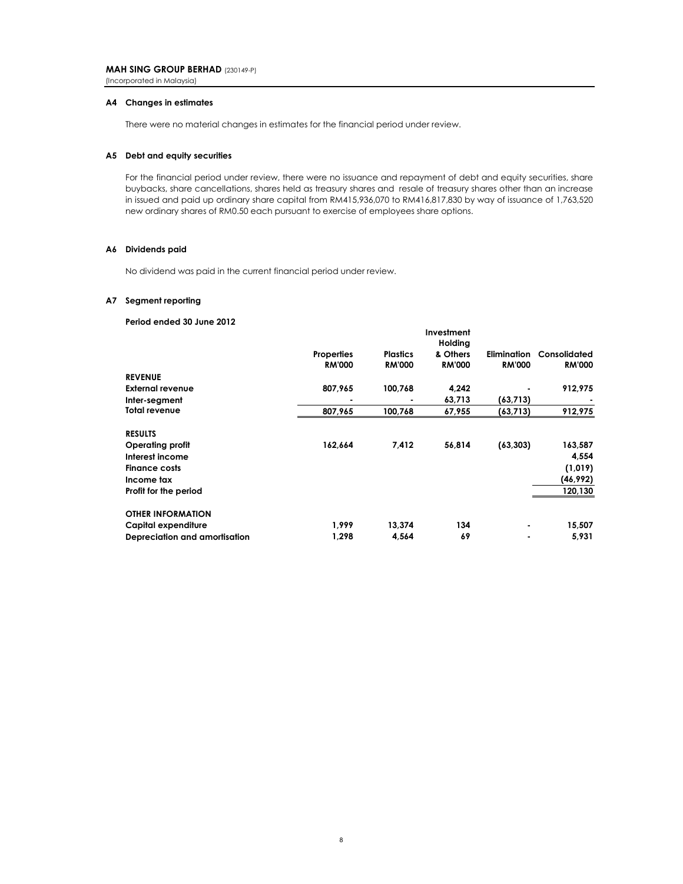### A4 Changes in estimates

There were no material changes in estimates for the financial period under review.

### A5 Debt and equity securities

For the financial period under review, there were no issuance and repayment of debt and equity securities, share buybacks, share cancellations, shares held as treasury shares and resale of treasury shares other than an increase in issued and paid up ordinary share capital from RM415,936,070 to RM416,817,830 by way of issuance of 1,763,520 new ordinary shares of RM0.50 each pursuant to exercise of employees share options.

### A6 Dividends paid

No dividend was paid in the current financial period under review.

### A7 Segment reporting

**Period ended 30 June 2012**

| | Properties RM'000 | Plastics RM'000 | Investment Holding & Others RM'000 | Elimination RM'000 | Consolidated RM'000 |
|---|---|---|---|---|---|
| **REVENUE** | | | | | |
| **External revenue** | 807,965 | 100,768 | 4,242 | - | 912,975 |
| **Inter-segment** | - | - | 63,713 | (63,713) | - |
| **Total revenue** | 807,965 | 100,768 | 67,955 | (63,713) | 912,975 |
| **RESULTS** | | | | | |
| **Operating profit** | 162,664 | 7,412 | 56,814 | (63,303) | 163,587 |
| **Interest income** | | | | | 4,554 |
| **Finance costs** | | | | | (1,019) |
| **Income tax** | | | | | (46,992) |
| **Profit for the period** | | | | | 120,130 |
| **OTHER INFORMATION** | | | | | |
| **Capital expenditure** | 1,999 | 13,374 | 134 | - | 15,507 |
| **Depreciation and amortisation** | 1,298 | 4,564 | 69 | - | 5,931 |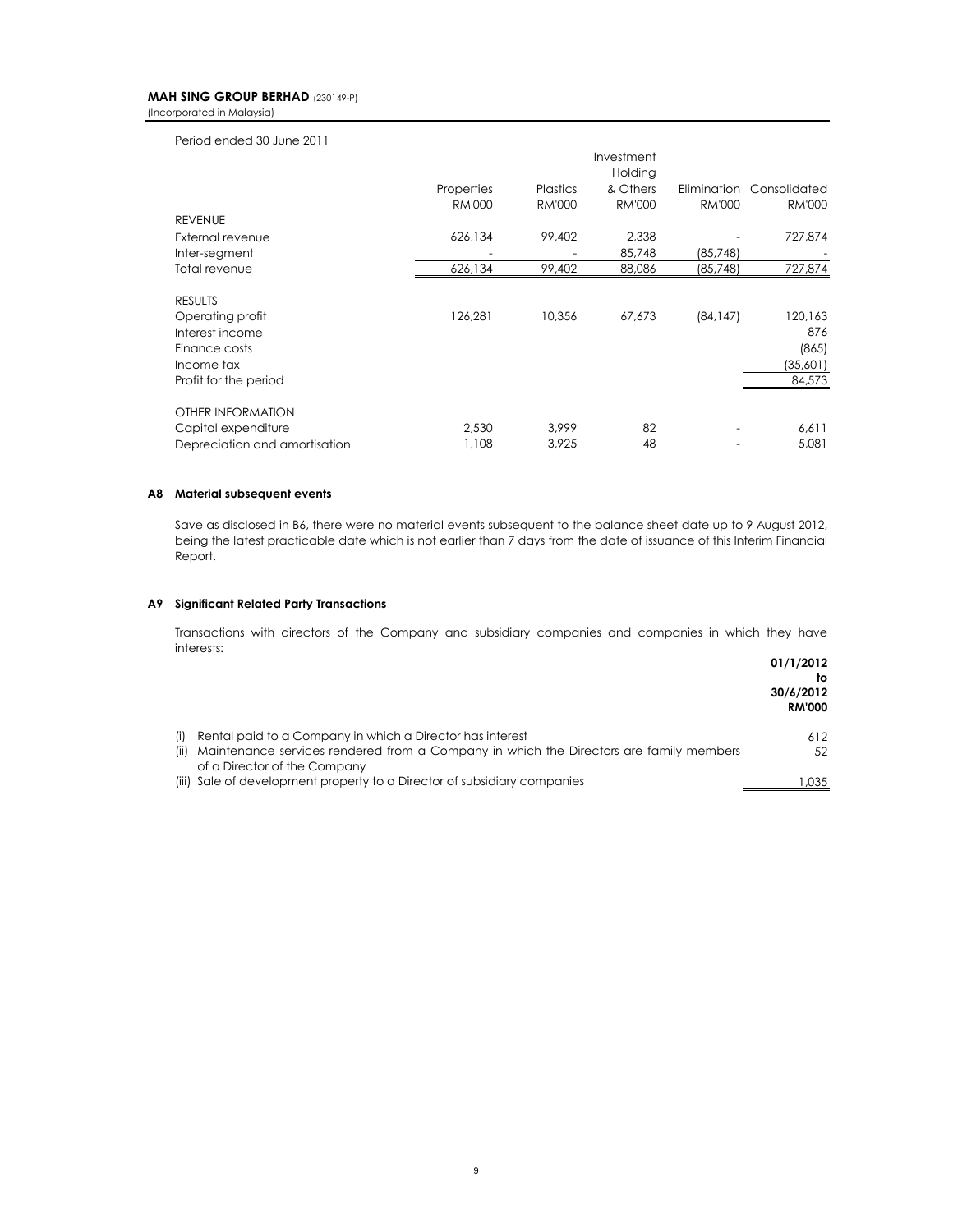Period ended 30 June 2011

| | Properties RM'000 | Plastics RM'000 | Investment Holding & Others RM'000 | Elimination RM'000 | Consolidated RM'000 |
|---|---|---|---|---|---|
| REVENUE | | | | | |
| External revenue | 626,134 | 99,402 | 2,338 | - | 727,874 |
| Inter-segment | - | - | 85,748 | (85,748) | - |
| Total revenue | 626,134 | 99,402 | 88,086 | (85,748) | 727,874 |
| | | | | | |
| RESULTS | | | | | |
| Operating profit | 126,281 | 10,356 | 67,673 | (84,147) | 120,163 |
| Interest income | | | | | 876 |
| Finance costs | | | | | (865) |
| Income tax | | | | | (35,601) |
| Profit for the period | | | | | 84,573 |
| | | | | | |
| OTHER INFORMATION | | | | | |
| Capital expenditure | 2,530 | 3,999 | 82 | - | 6,611 |
| Depreciation and amortisation | 1,108 | 3,925 | 48 | - | 5,081 |

### A8 Material subsequent events

Save as disclosed in B6, there were no material events subsequent to the balance sheet date up to 9 August 2012, being the latest practicable date which is not earlier than 7 days from the date of issuance of this Interim Financial Report.

### A9 Significant Related Party Transactions

Transactions with directors of the Company and subsidiary companies and companies in which they have interests:

| | **01/1/2012 to 30/6/2012 RM'000** |
|---|---|
| (i) Rental paid to a Company in which a Director has interest | 612 |
| (ii) Maintenance services rendered from a Company in which the Directors are family members of a Director of the Company | 52 |
| (iii) Sale of development property to a Director of subsidiary companies | 1,035 |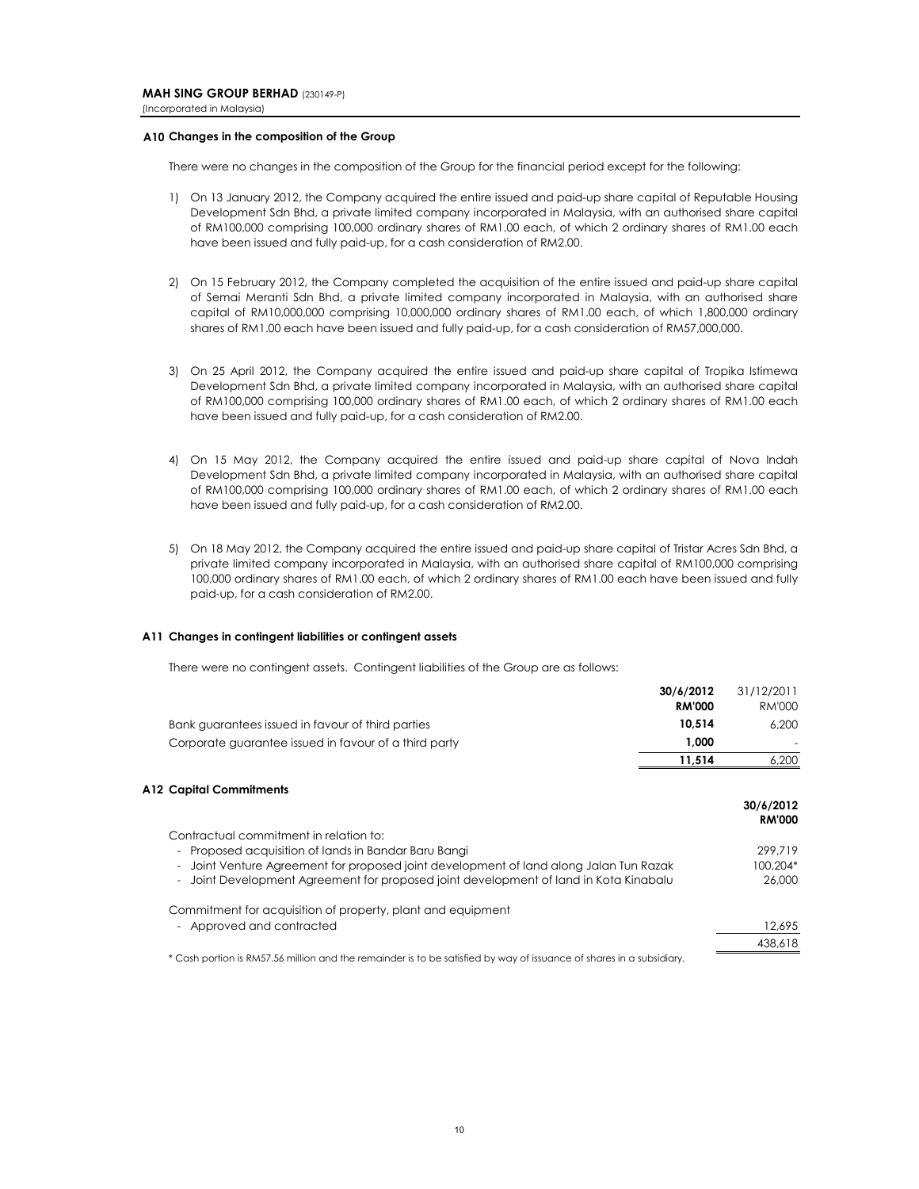**MAH SING GROUP BERHAD** (230149-P)
(Incorporated in Malaysia)

### A10 Changes in the composition of the Group

There were no changes in the composition of the Group for the financial period except for the following:

1) On 13 January 2012, the Company acquired the entire issued and paid-up share capital of Reputable Housing Development Sdn Bhd, a private limited company incorporated in Malaysia, with an authorised share capital of RM100,000 comprising 100,000 ordinary shares of RM1.00 each, of which 2 ordinary shares of RM1.00 each have been issued and fully paid-up, for a cash consideration of RM2.00.

2) On 15 February 2012, the Company completed the acquisition of the entire issued and paid-up share capital of Semai Meranti Sdn Bhd, a private limited company incorporated in Malaysia, with an authorised share capital of RM10,000,000 comprising 10,000,000 ordinary shares of RM1.00 each, of which 1,800,000 ordinary shares of RM1.00 each have been issued and fully paid-up, for a cash consideration of RM57,000,000.

3) On 25 April 2012, the Company acquired the entire issued and paid-up share capital of Tropika Istimewa Development Sdn Bhd, a private limited company incorporated in Malaysia, with an authorised share capital of RM100,000 comprising 100,000 ordinary shares of RM1.00 each, of which 2 ordinary shares of RM1.00 each have been issued and fully paid-up, for a cash consideration of RM2.00.

4) On 15 May 2012, the Company acquired the entire issued and paid-up share capital of Nova Indah Development Sdn Bhd, a private limited company incorporated in Malaysia, with an authorised share capital of RM100,000 comprising 100,000 ordinary shares of RM1.00 each, of which 2 ordinary shares of RM1.00 each have been issued and fully paid-up, for a cash consideration of RM2.00.

5) On 18 May 2012, the Company acquired the entire issued and paid-up share capital of Tristar Acres Sdn Bhd, a private limited company incorporated in Malaysia, with an authorised share capital of RM100,000 comprising 100,000 ordinary shares of RM1.00 each, of which 2 ordinary shares of RM1.00 each have been issued and fully paid-up, for a cash consideration of RM2.00.

### A11 Changes in contingent liabilities or contingent assets

There were no contingent assets. Contingent liabilities of the Group are as follows:

| | **30/6/2012** | 31/12/2011 |
|---|---|---|
| | **RM'000** | RM'000 |
| Bank guarantees issued in favour of third parties | **10,514** | 6,200 |
| Corporate guarantee issued in favour of a third party | **1,000** | - |
| | **11,514** | 6,200 |

### A12 Capital Commitments

| | **30/6/2012** |
|---|---|
| | **RM'000** |
| Contractual commitment in relation to: | |
| - Proposed acquisition of lands in Bandar Baru Bangi | 299,719 |
| - Joint Venture Agreement for proposed joint development of land along Jalan Tun Razak | 100,204* |
| - Joint Development Agreement for proposed joint development of land in Kota Kinabalu | 26,000 |
| Commitment for acquisition of property, plant and equipment | |
| - Approved and contracted | 12,695 |
| | 438,618 |

* Cash portion is RM57.56 million and the remainder is to be satisfied by way of issuance of shares in a subsidiary.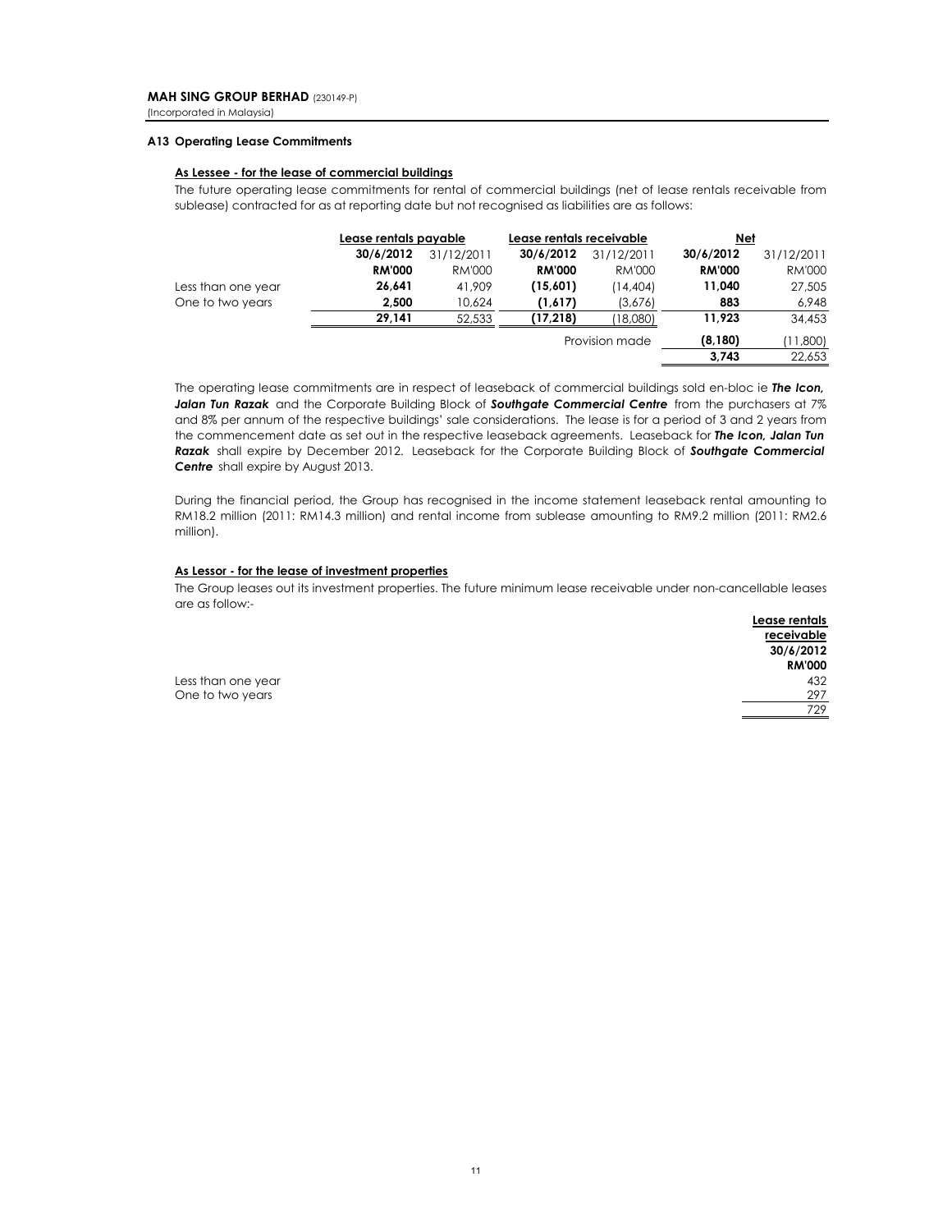**MAH SING GROUP BERHAD** (230149-P)
(Incorporated in Malaysia)

### A13 Operating Lease Commitments

**As Lessee - for the lease of commercial buildings**

The future operating lease commitments for rental of commercial buildings (net of lease rentals receivable from sublease) contracted for as at reporting date but not recognised as liabilities are as follows:

| | Lease rentals payable | | Lease rentals receivable | | Net | |
|---|---|---|---|---|---|---|
| | **30/6/2012** | 31/12/2011 | **30/6/2012** | 31/12/2011 | **30/6/2012** | 31/12/2011 |
| | **RM'000** | RM'000 | **RM'000** | RM'000 | **RM'000** | RM'000 |
| Less than one year | **26,641** | 41,909 | **(15,601)** | (14,404) | **11,040** | 27,505 |
| One to two years | **2,500** | 10,624 | **(1,617)** | (3,676) | **883** | 6,948 |
| | **29,141** | 52,533 | **(17,218)** | (18,080) | **11,923** | 34,453 |
| | | | | Provision made | **(8,180)** | (11,800) |
| | | | | | **3,743** | 22,653 |

The operating lease commitments are in respect of leaseback of commercial buildings sold en-bloc ie ***The Icon, Jalan Tun Razak*** and the Corporate Building Block of ***Southgate Commercial Centre*** from the purchasers at 7% and 8% per annum of the respective buildings' sale considerations. The lease is for a period of 3 and 2 years from the commencement date as set out in the respective leaseback agreements. Leaseback for ***The Icon, Jalan Tun Razak*** shall expire by December 2012. Leaseback for the Corporate Building Block of ***Southgate Commercial Centre*** shall expire by August 2013.

During the financial period, the Group has recognised in the income statement leaseback rental amounting to RM18.2 million (2011: RM14.3 million) and rental income from sublease amounting to RM9.2 million (2011: RM2.6 million).

**As Lessor - for the lease of investment properties**

The Group leases out its investment properties. The future minimum lease receivable under non-cancellable leases are as follow:-

| | Lease rentals receivable |
|---|---|
| | **30/6/2012** |
| | **RM'000** |
| Less than one year | 432 |
| One to two years | 297 |
| | 729 |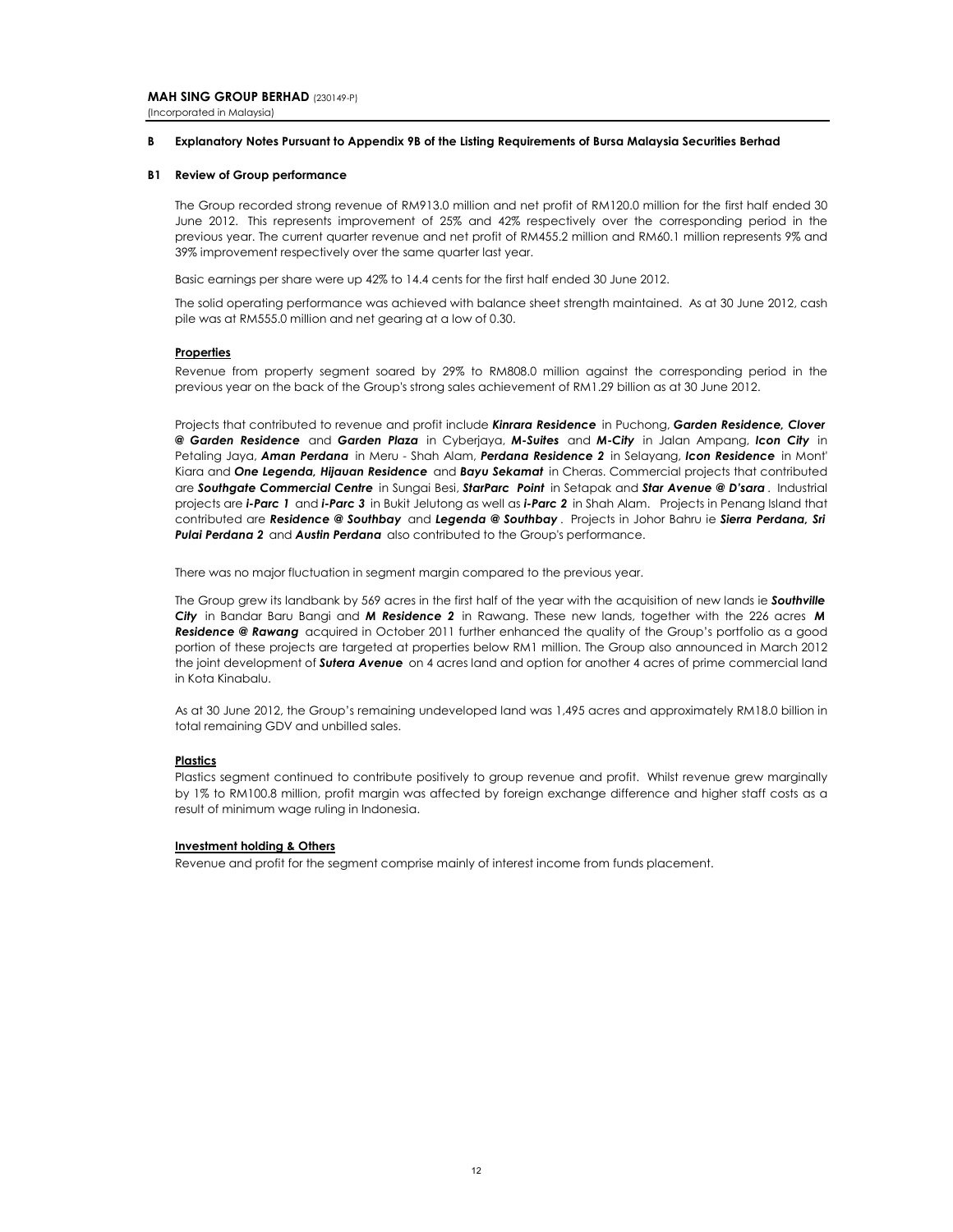**MAH SING GROUP BERHAD** (230149-P)
(Incorporated in Malaysia)

## B Explanatory Notes Pursuant to Appendix 9B of the Listing Requirements of Bursa Malaysia Securities Berhad

### B1 Review of Group performance

The Group recorded strong revenue of RM913.0 million and net profit of RM120.0 million for the first half ended 30 June 2012. This represents improvement of 25% and 42% respectively over the corresponding period in the previous year. The current quarter revenue and net profit of RM455.2 million and RM60.1 million represents 9% and 39% improvement respectively over the same quarter last year.

Basic earnings per share were up 42% to 14.4 cents for the first half ended 30 June 2012.

The solid operating performance was achieved with balance sheet strength maintained. As at 30 June 2012, cash pile was at RM555.0 million and net gearing at a low of 0.30.

**Properties**

Revenue from property segment soared by 29% to RM808.0 million against the corresponding period in the previous year on the back of the Group's strong sales achievement of RM1.29 billion as at 30 June 2012.

Projects that contributed to revenue and profit include ***Kinrara Residence*** in Puchong, ***Garden Residence, Clover @ Garden Residence*** and ***Garden Plaza*** in Cyberjaya, ***M-Suites*** and ***M-City*** in Jalan Ampang, ***Icon City*** in Petaling Jaya, ***Aman Perdana*** in Meru - Shah Alam, ***Perdana Residence 2*** in Selayang, ***Icon Residence*** in Mont' Kiara and ***One Legenda, Hijauan Residence*** and ***Bayu Sekamat*** in Cheras. Commercial projects that contributed are ***Southgate Commercial Centre*** in Sungai Besi, ***StarParc Point*** in Setapak and ***Star Avenue @ D'sara***. Industrial projects are ***i-Parc 1*** and ***i-Parc 3*** in Bukit Jelutong as well as ***i-Parc 2*** in Shah Alam. Projects in Penang Island that contributed are ***Residence @ Southbay*** and ***Legenda @ Southbay***. Projects in Johor Bahru ie ***Sierra Perdana, Sri Pulai Perdana 2*** and ***Austin Perdana*** also contributed to the Group's performance.

There was no major fluctuation in segment margin compared to the previous year.

The Group grew its landbank by 569 acres in the first half of the year with the acquisition of new lands ie ***Southville City*** in Bandar Baru Bangi and ***M Residence 2*** in Rawang. These new lands, together with the 226 acres ***M Residence @ Rawang*** acquired in October 2011 further enhanced the quality of the Group's portfolio as a good portion of these projects are targeted at properties below RM1 million. The Group also announced in March 2012 the joint development of ***Sutera Avenue*** on 4 acres land and option for another 4 acres of prime commercial land in Kota Kinabalu.

As at 30 June 2012, the Group's remaining undeveloped land was 1,495 acres and approximately RM18.0 billion in total remaining GDV and unbilled sales.

**Plastics**

Plastics segment continued to contribute positively to group revenue and profit. Whilst revenue grew marginally by 1% to RM100.8 million, profit margin was affected by foreign exchange difference and higher staff costs as a result of minimum wage ruling in Indonesia.

**Investment holding & Others**

Revenue and profit for the segment comprise mainly of interest income from funds placement.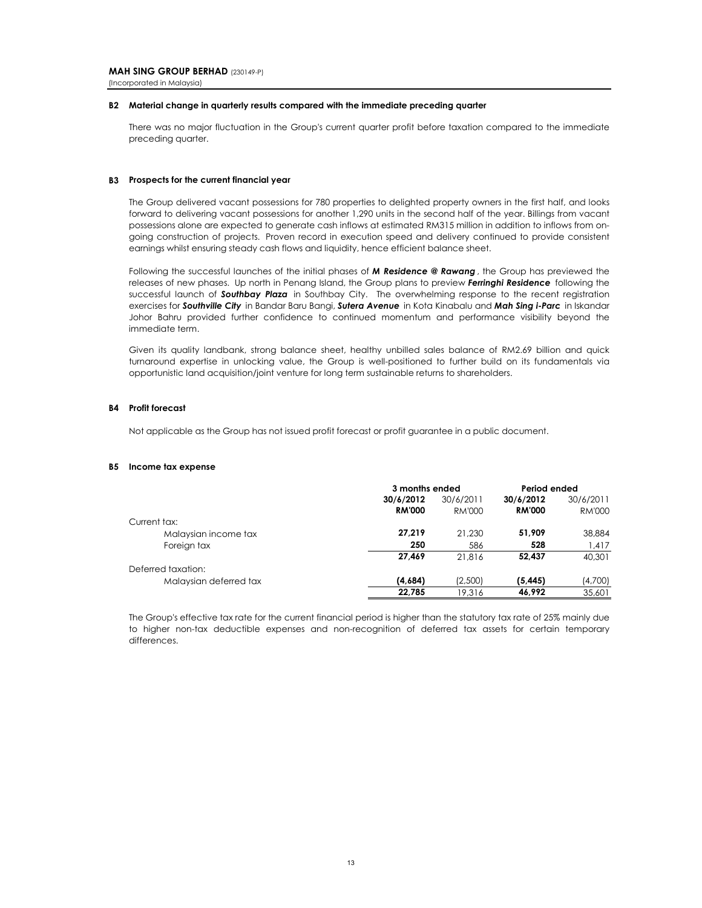## B2 Material change in quarterly results compared with the immediate preceding quarter

There was no major fluctuation in the Group's current quarter profit before taxation compared to the immediate preceding quarter.

## B3 Prospects for the current financial year

The Group delivered vacant possessions for 780 properties to delighted property owners in the first half, and looks forward to delivering vacant possessions for another 1,290 units in the second half of the year. Billings from vacant possessions alone are expected to generate cash inflows at estimated RM315 million in addition to inflows from on-going construction of projects. Proven record in execution speed and delivery continued to provide consistent earnings whilst ensuring steady cash flows and liquidity, hence efficient balance sheet.

Following the successful launches of the initial phases of ***M Residence @ Rawang***, the Group has previewed the releases of new phases. Up north in Penang Island, the Group plans to preview ***Ferringhi Residence*** following the successful launch of ***Southbay Plaza*** in Southbay City. The overwhelming response to the recent registration exercises for ***Southville City*** in Bandar Baru Bangi, ***Sutera Avenue*** in Kota Kinabalu and ***Mah Sing i-Parc*** in Iskandar Johor Bahru provided further confidence to continued momentum and performance visibility beyond the immediate term.

Given its quality landbank, strong balance sheet, healthy unbilled sales balance of RM2.69 billion and quick turnaround expertise in unlocking value, the Group is well-positioned to further build on its fundamentals via opportunistic land acquisition/joint venture for long term sustainable returns to shareholders.

## B4 Profit forecast

Not applicable as the Group has not issued profit forecast or profit guarantee in a public document.

## B5 Income tax expense

| | **3 months ended** | | **Period ended** | |
|---|---|---|---|---|
| | **30/6/2012** | 30/6/2011 | **30/6/2012** | 30/6/2011 |
| | **RM'000** | RM'000 | **RM'000** | RM'000 |
| Current tax: | | | | |
| Malaysian income tax | **27,219** | 21,230 | **51,909** | 38,884 |
| Foreign tax | **250** | 586 | **528** | 1,417 |
| | **27,469** | 21,816 | **52,437** | 40,301 |
| Deferred taxation: | | | | |
| Malaysian deferred tax | **(4,684)** | (2,500) | **(5,445)** | (4,700) |
| | **22,785** | 19,316 | **46,992** | 35,601 |

The Group's effective tax rate for the current financial period is higher than the statutory tax rate of 25% mainly due to higher non-tax deductible expenses and non-recognition of deferred tax assets for certain temporary differences.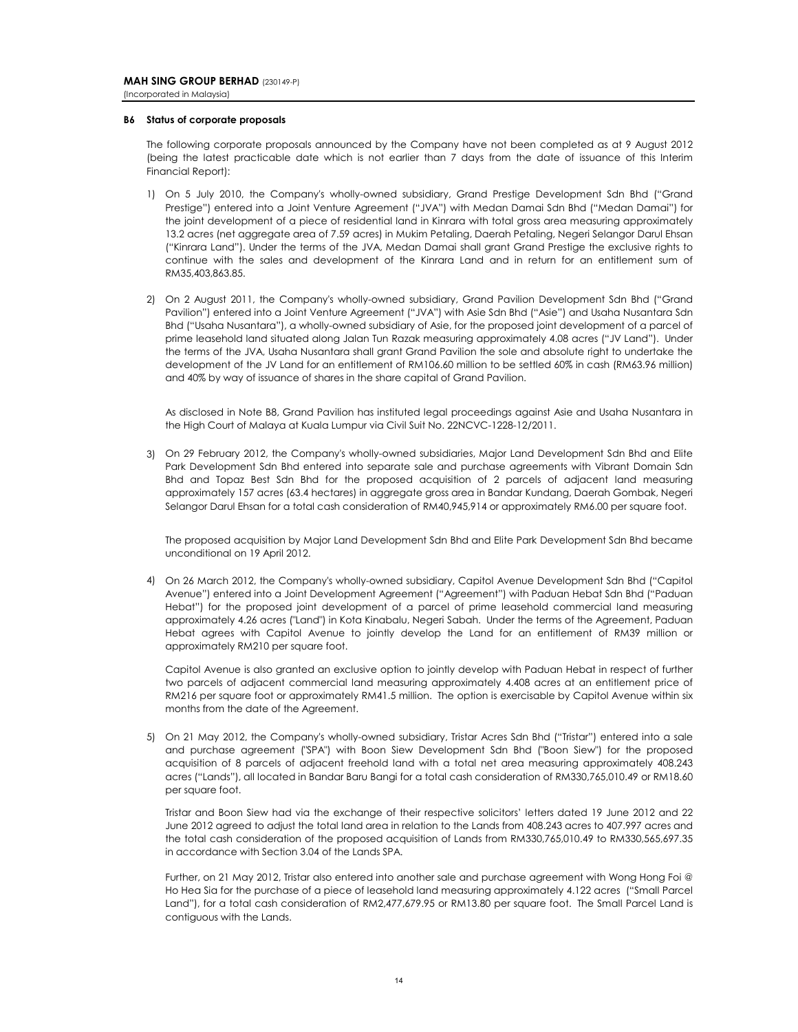### B6 Status of corporate proposals

The following corporate proposals announced by the Company have not been completed as at 9 August 2012 (being the latest practicable date which is not earlier than 7 days from the date of issuance of this Interim Financial Report):

1) On 5 July 2010, the Company's wholly-owned subsidiary, Grand Prestige Development Sdn Bhd ("Grand Prestige") entered into a Joint Venture Agreement ("JVA") with Medan Damai Sdn Bhd ("Medan Damai") for the joint development of a piece of residential land in Kinrara with total gross area measuring approximately 13.2 acres (net aggregate area of 7.59 acres) in Mukim Petaling, Daerah Petaling, Negeri Selangor Darul Ehsan ("Kinrara Land"). Under the terms of the JVA, Medan Damai shall grant Grand Prestige the exclusive rights to continue with the sales and development of the Kinrara Land and in return for an entitlement sum of RM35,403,863.85.

2) On 2 August 2011, the Company's wholly-owned subsidiary, Grand Pavilion Development Sdn Bhd ("Grand Pavilion") entered into a Joint Venture Agreement ("JVA") with Asie Sdn Bhd ("Asie") and Usaha Nusantara Sdn Bhd ("Usaha Nusantara"), a wholly-owned subsidiary of Asie, for the proposed joint development of a parcel of prime leasehold land situated along Jalan Tun Razak measuring approximately 4.08 acres ("JV Land"). Under the terms of the JVA, Usaha Nusantara shall grant Grand Pavilion the sole and absolute right to undertake the development of the JV Land for an entitlement of RM106.60 million to be settled 60% in cash (RM63.96 million) and 40% by way of issuance of shares in the share capital of Grand Pavilion.

   As disclosed in Note B8, Grand Pavilion has instituted legal proceedings against Asie and Usaha Nusantara in the High Court of Malaya at Kuala Lumpur via Civil Suit No. 22NCVC-1228-12/2011.

3) On 29 February 2012, the Company's wholly-owned subsidiaries, Major Land Development Sdn Bhd and Elite Park Development Sdn Bhd entered into separate sale and purchase agreements with Vibrant Domain Sdn Bhd and Topaz Best Sdn Bhd for the proposed acquisition of 2 parcels of adjacent land measuring approximately 157 acres (63.4 hectares) in aggregate gross area in Bandar Kundang, Daerah Gombak, Negeri Selangor Darul Ehsan for a total cash consideration of RM40,945,914 or approximately RM6.00 per square foot.

   The proposed acquisition by Major Land Development Sdn Bhd and Elite Park Development Sdn Bhd became unconditional on 19 April 2012.

4) On 26 March 2012, the Company's wholly-owned subsidiary, Capitol Avenue Development Sdn Bhd ("Capitol Avenue") entered into a Joint Development Agreement ("Agreement") with Paduan Hebat Sdn Bhd ("Paduan Hebat") for the proposed joint development of a parcel of prime leasehold commercial land measuring approximately 4.26 acres ("Land") in Kota Kinabalu, Negeri Sabah. Under the terms of the Agreement, Paduan Hebat agrees with Capitol Avenue to jointly develop the Land for an entitlement of RM39 million or approximately RM210 per square foot.

   Capitol Avenue is also granted an exclusive option to jointly develop with Paduan Hebat in respect of further two parcels of adjacent commercial land measuring approximately 4.408 acres at an entitlement price of RM216 per square foot or approximately RM41.5 million. The option is exercisable by Capitol Avenue within six months from the date of the Agreement.

5) On 21 May 2012, the Company's wholly-owned subsidiary, Tristar Acres Sdn Bhd ("Tristar") entered into a sale and purchase agreement ("SPA") with Boon Siew Development Sdn Bhd ("Boon Siew") for the proposed acquisition of 8 parcels of adjacent freehold land with a total net area measuring approximately 408.243 acres ("Lands"), all located in Bandar Baru Bangi for a total cash consideration of RM330,765,010.49 or RM18.60 per square foot.

   Tristar and Boon Siew had via the exchange of their respective solicitors' letters dated 19 June 2012 and 22 June 2012 agreed to adjust the total land area in relation to the Lands from 408.243 acres to 407.997 acres and the total cash consideration of the proposed acquisition of Lands from RM330,765,010.49 to RM330,565,697.35 in accordance with Section 3.04 of the Lands SPA.

   Further, on 21 May 2012, Tristar also entered into another sale and purchase agreement with Wong Hong Foi @ Ho Hea Sia for the purchase of a piece of leasehold land measuring approximately 4.122 acres ("Small Parcel Land"), for a total cash consideration of RM2,477,679.95 or RM13.80 per square foot. The Small Parcel Land is contiguous with the Lands.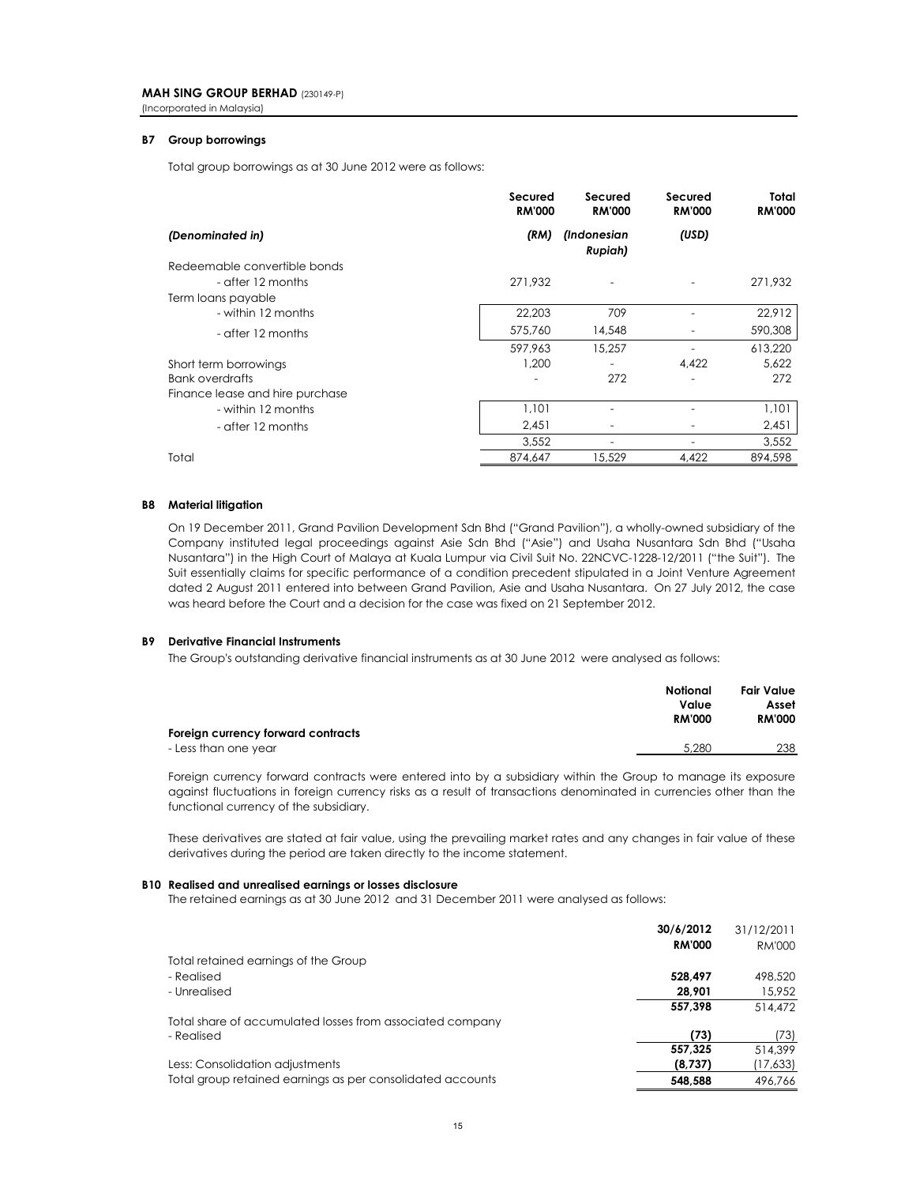MAH SING GROUP BERHAD (230149-P)
(Incorporated in Malaysia)

## B7 Group borrowings

Total group borrowings as at 30 June 2012 were as follows:

| | Secured RM'000 | Secured RM'000 | Secured RM'000 | Total RM'000 |
|---|---|---|---|---|
| *(Denominated in)* | *(RM)* | *(Indonesian Rupiah)* | *(USD)* | |
| Redeemable convertible bonds | | | | |
| - after 12 months | 271,932 | - | - | 271,932 |
| Term loans payable | | | | |
| - within 12 months | 22,203 | 709 | - | 22,912 |
| - after 12 months | 575,760 | 14,548 | - | 590,308 |
| | 597,963 | 15,257 | - | 613,220 |
| Short term borrowings | 1,200 | - | 4,422 | 5,622 |
| Bank overdrafts | - | 272 | - | 272 |
| Finance lease and hire purchase | | | | |
| - within 12 months | 1,101 | - | - | 1,101 |
| - after 12 months | 2,451 | - | - | 2,451 |
| | 3,552 | - | - | 3,552 |
| Total | 874,647 | 15,529 | 4,422 | 894,598 |

## B8 Material litigation

On 19 December 2011, Grand Pavilion Development Sdn Bhd ("Grand Pavilion"), a wholly-owned subsidiary of the Company instituted legal proceedings against Asie Sdn Bhd ("Asie") and Usaha Nusantara Sdn Bhd ("Usaha Nusantara") in the High Court of Malaya at Kuala Lumpur via Civil Suit No. 22NCVC-1228-12/2011 ("the Suit"). The Suit essentially claims for specific performance of a condition precedent stipulated in a Joint Venture Agreement dated 2 August 2011 entered into between Grand Pavilion, Asie and Usaha Nusantara. On 27 July 2012, the case was heard before the Court and a decision for the case was fixed on 21 September 2012.

## B9 Derivative Financial Instruments

The Group's outstanding derivative financial instruments as at 30 June 2012 were analysed as follows:

| | Notional Value RM'000 | Fair Value Asset RM'000 |
|---|---|---|
| **Foreign currency forward contracts** | | |
| - Less than one year | 5,280 | 238 |

Foreign currency forward contracts were entered into by a subsidiary within the Group to manage its exposure against fluctuations in foreign currency risks as a result of transactions denominated in currencies other than the functional currency of the subsidiary.

These derivatives are stated at fair value, using the prevailing market rates and any changes in fair value of these derivatives during the period are taken directly to the income statement.

## B10 Realised and unrealised earnings or losses disclosure

The retained earnings as at 30 June 2012 and 31 December 2011 were analysed as follows:

| | 30/6/2012 RM'000 | 31/12/2011 RM'000 |
|---|---|---|
| Total retained earnings of the Group | | |
| - Realised | **528,497** | 498,520 |
| - Unrealised | **28,901** | 15,952 |
| | **557,398** | 514,472 |
| Total share of accumulated losses from associated company | | |
| - Realised | **(73)** | (73) |
| | **557,325** | 514,399 |
| Less: Consolidation adjustments | **(8,737)** | (17,633) |
| Total group retained earnings as per consolidated accounts | **548,588** | 496,766 |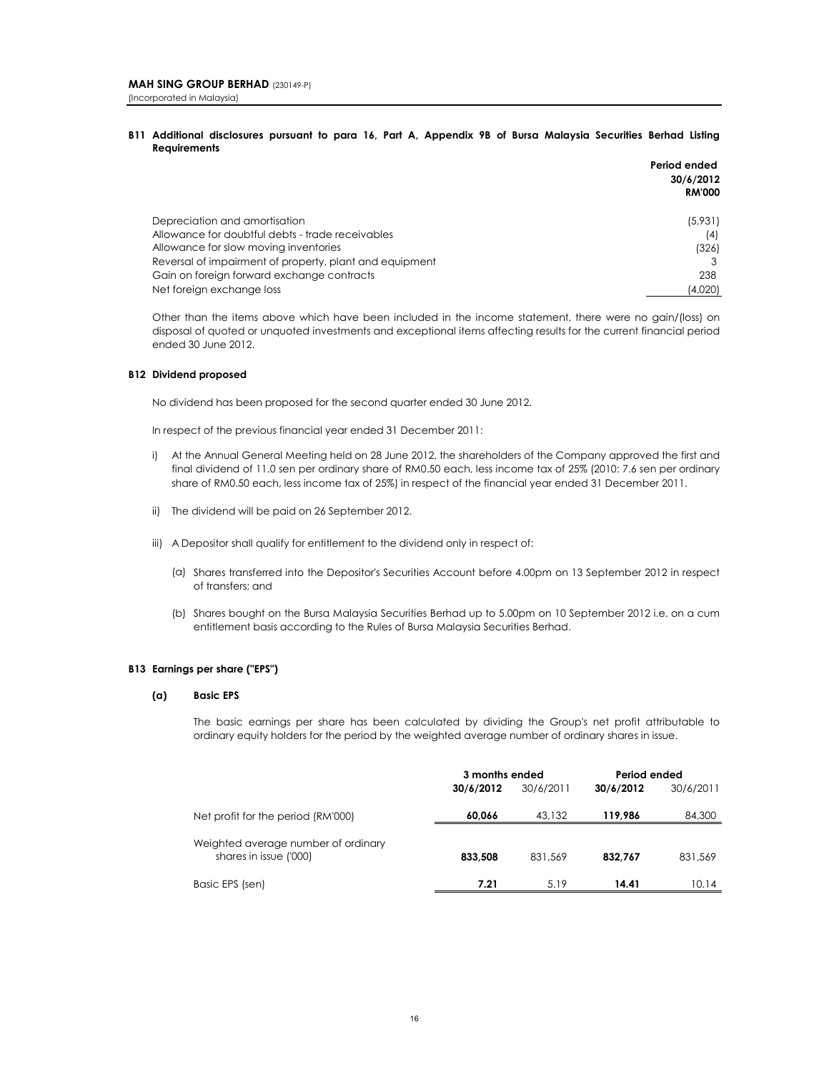**MAH SING GROUP BERHAD** (230149-P)
(Incorporated in Malaysia)

### B11 Additional disclosures pursuant to para 16, Part A, Appendix 9B of Bursa Malaysia Securities Berhad Listing Requirements

| | Period ended 30/6/2012 RM'000 |
|---|---|
| Depreciation and amortisation | (5,931) |
| Allowance for doubtful debts - trade receivables | (4) |
| Allowance for slow moving inventories | (326) |
| Reversal of impairment of property, plant and equipment | 3 |
| Gain on foreign forward exchange contracts | 238 |
| Net foreign exchange loss | (4,020) |

Other than the items above which have been included in the income statement, there were no gain/(loss) on disposal of quoted or unquoted investments and exceptional items affecting results for the current financial period ended 30 June 2012.

### B12 Dividend proposed

No dividend has been proposed for the second quarter ended 30 June 2012.

In respect of the previous financial year ended 31 December 2011:

i) At the Annual General Meeting held on 28 June 2012, the shareholders of the Company approved the first and final dividend of 11.0 sen per ordinary share of RM0.50 each, less income tax of 25% (2010: 7.6 sen per ordinary share of RM0.50 each, less income tax of 25%) in respect of the financial year ended 31 December 2011.

ii) The dividend will be paid on 26 September 2012.

iii) A Depositor shall qualify for entitlement to the dividend only in respect of:

   (a) Shares transferred into the Depositor's Securities Account before 4.00pm on 13 September 2012 in respect of transfers; and

   (b) Shares bought on the Bursa Malaysia Securities Berhad up to 5.00pm on 10 September 2012 i.e. on a cum entitlement basis according to the Rules of Bursa Malaysia Securities Berhad.

### B13 Earnings per share ("EPS")

#### (a) Basic EPS

The basic earnings per share has been calculated by dividing the Group's net profit attributable to ordinary equity holders for the period by the weighted average number of ordinary shares in issue.

| | 3 months ended | | Period ended | |
|---|---|---|---|---|
| | **30/6/2012** | 30/6/2011 | **30/6/2012** | 30/6/2011 |
| Net profit for the period (RM'000) | **60,066** | 43,132 | **119,986** | 84,300 |
| Weighted average number of ordinary shares in issue ('000) | **833,508** | 831,569 | **832,767** | 831,569 |
| Basic EPS (sen) | **7.21** | 5.19 | **14.41** | 10.14 |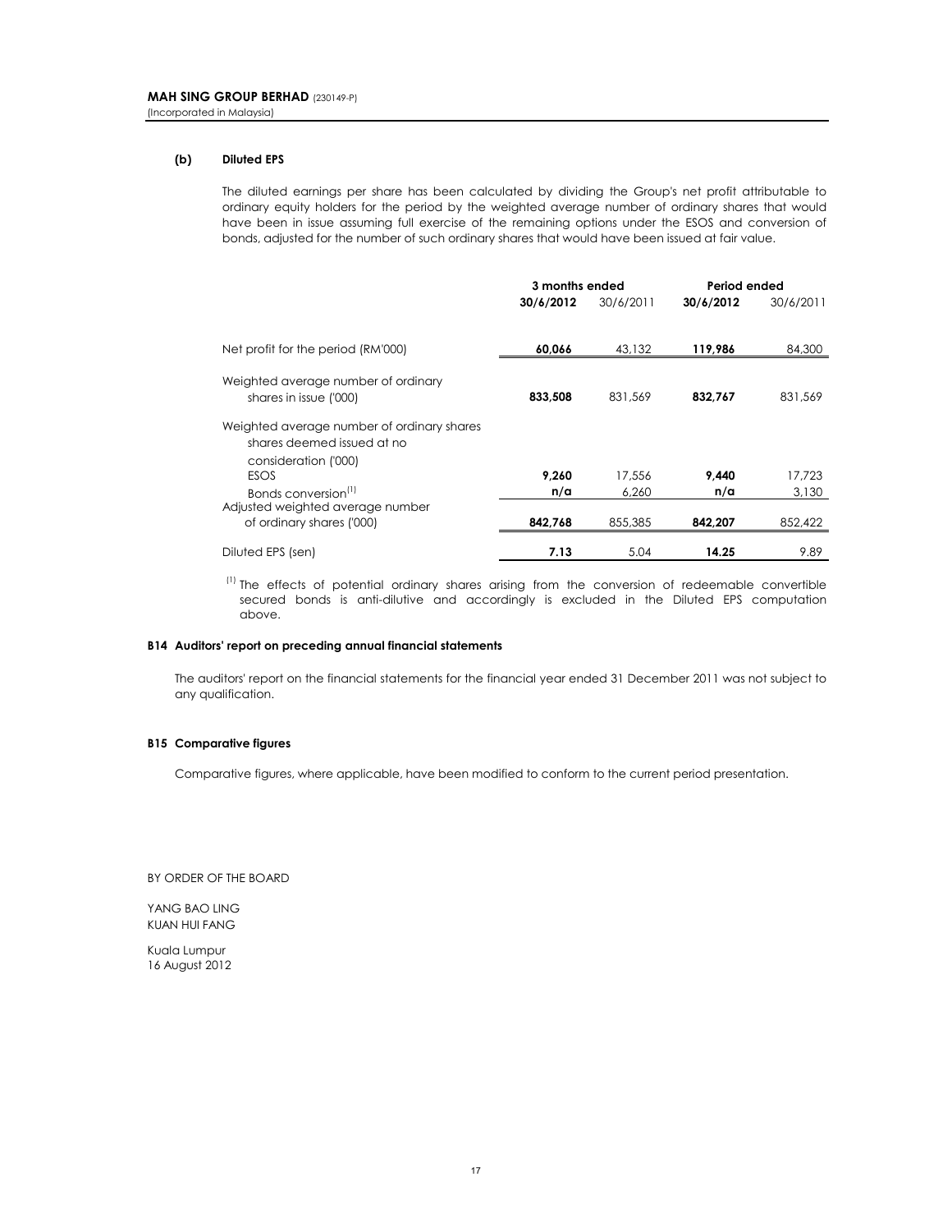**MAH SING GROUP BERHAD** (230149-P)
(Incorporated in Malaysia)

**(b) Diluted EPS**

The diluted earnings per share has been calculated by dividing the Group's net profit attributable to ordinary equity holders for the period by the weighted average number of ordinary shares that would have been in issue assuming full exercise of the remaining options under the ESOS and conversion of bonds, adjusted for the number of such ordinary shares that would have been issued at fair value.

| | 3 months ended | | Period ended | |
|---|---|---|---|---|
| | **30/6/2012** | 30/6/2011 | **30/6/2012** | 30/6/2011 |
| Net profit for the period (RM'000) | **60,066** | 43,132 | **119,986** | 84,300 |
| Weighted average number of ordinary shares in issue ('000) | **833,508** | 831,569 | **832,767** | 831,569 |
| Weighted average number of ordinary shares shares deemed issued at no consideration ('000) | | | | |
| ESOS | **9,260** | 17,556 | **9,440** | 17,723 |
| Bonds conversion[1] | **n/a** | 6,260 | **n/a** | 3,130 |
| Adjusted weighted average number of ordinary shares ('000) | **842,768** | 855,385 | **842,207** | 852,422 |
| Diluted EPS (sen) | **7.13** | 5.04 | **14.25** | 9.89 |

[1] The effects of potential ordinary shares arising from the conversion of redeemable convertible secured bonds is anti-dilutive and accordingly is excluded in the Diluted EPS computation above.

**B14 Auditors' report on preceding annual financial statements**

The auditors' report on the financial statements for the financial year ended 31 December 2011 was not subject to any qualification.

**B15 Comparative figures**

Comparative figures, where applicable, have been modified to conform to the current period presentation.

BY ORDER OF THE BOARD

YANG BAO LING
KUAN HUI FANG

Kuala Lumpur
16 August 2012